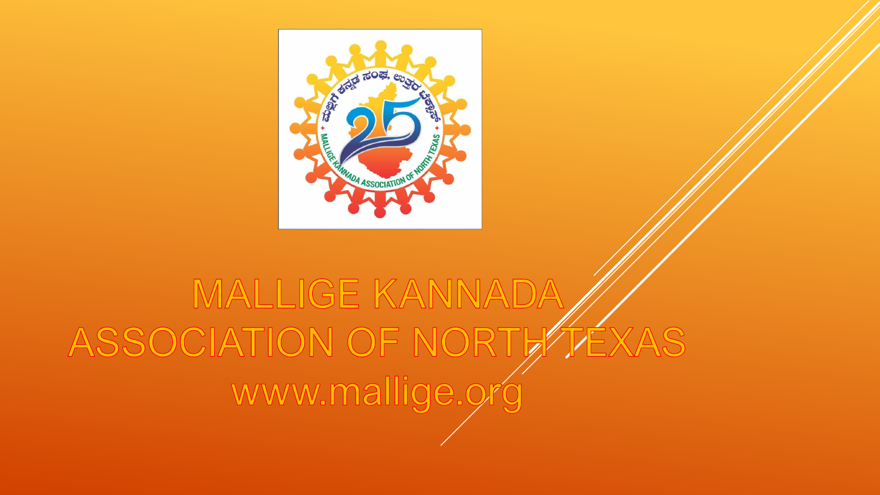# MALLIGE KANNADA ASSOCIATION OF NORTH TEXAS

www.mallige.org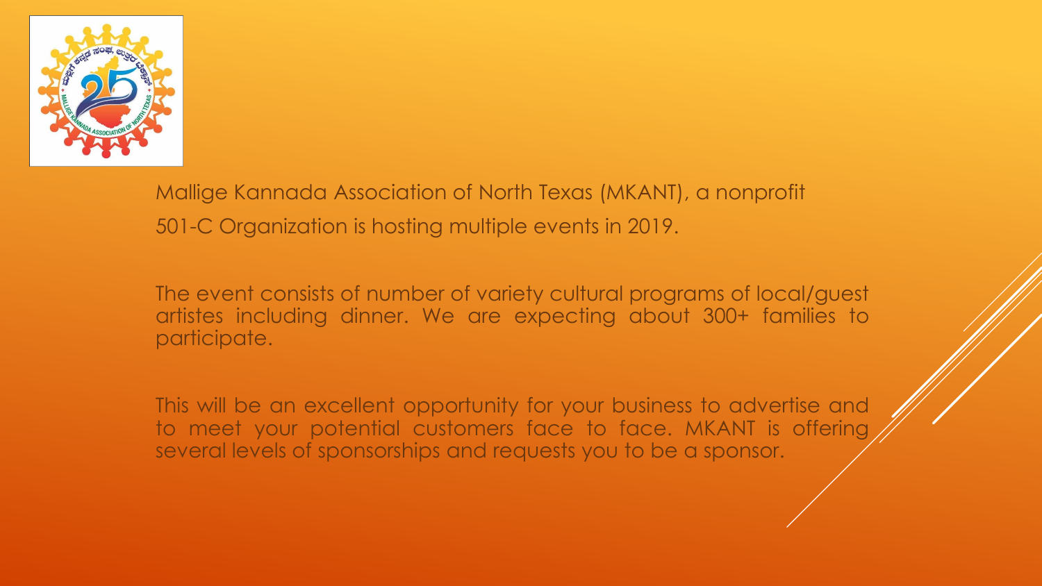Mallige Kannada Association of North Texas (MKANT), a nonprofit 501-C Organization is hosting multiple events in 2019.

The event consists of number of variety cultural programs of local/guest artistes including dinner. We are expecting about 300+ families to participate.

This will be an excellent opportunity for your business to advertise and to meet your potential customers face to face. MKANT is offering several levels of sponsorships and requests you to be a sponsor.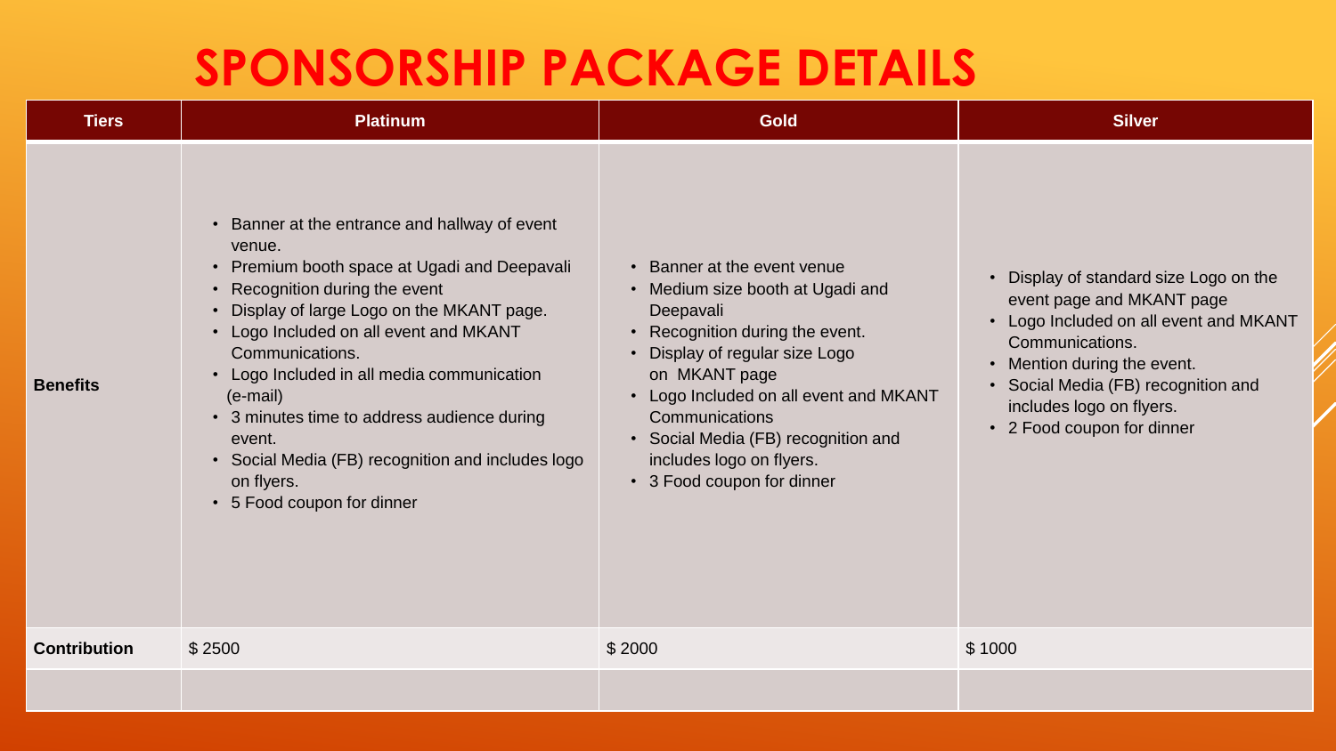# SPONSORSHIP PACKAGE DETAILS

| Tiers | Platinum | Gold | Silver |
|---|---|---|---|
| **Benefits** | • Banner at the entrance and hallway of event venue.<br>• Premium booth space at Ugadi and Deepavali<br>• Recognition during the event<br>• Display of large Logo on the MKANT page.<br>• Logo Included on all event and MKANT Communications.<br>• Logo Included in all media communication (e-mail)<br>• 3 minutes time to address audience during event.<br>• Social Media (FB) recognition and includes logo on flyers.<br>• 5 Food coupon for dinner | • Banner at the event venue<br>• Medium size booth at Ugadi and Deepavali<br>• Recognition during the event.<br>• Display of regular size Logo on MKANT page<br>• Logo Included on all event and MKANT Communications<br>• Social Media (FB) recognition and includes logo on flyers.<br>• 3 Food coupon for dinner | • Display of standard size Logo on the event page and MKANT page<br>• Logo Included on all event and MKANT Communications.<br>• Mention during the event.<br>• Social Media (FB) recognition and includes logo on flyers.<br>• 2 Food coupon for dinner |
| **Contribution** | $ 2500 | $ 2000 | $ 1000 |
| | | | |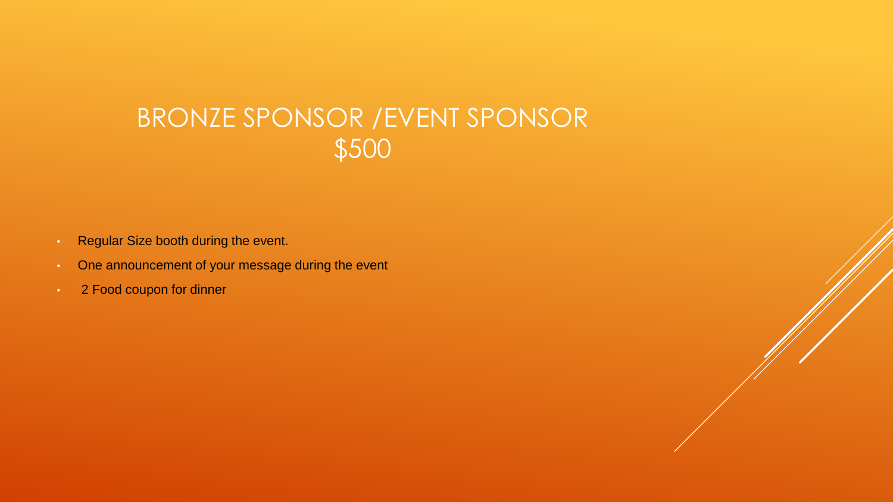# BRONZE SPONSOR /EVENT SPONSOR
# $500

- Regular Size booth during the event.
- One announcement of your message during the event
- 2 Food coupon for dinner